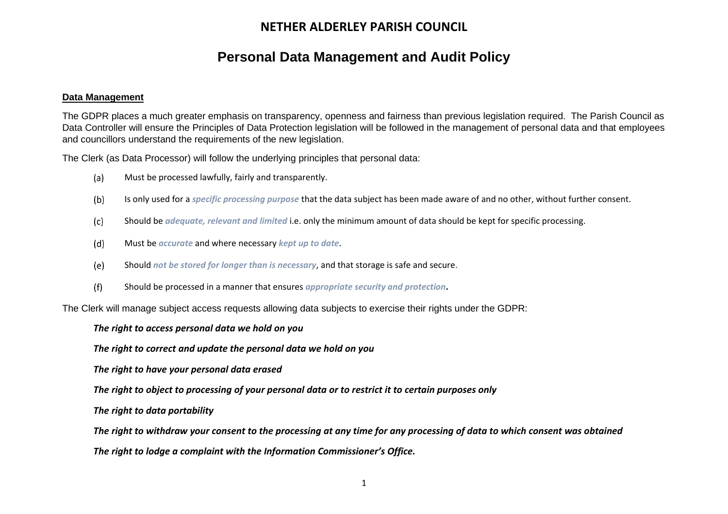# NETHER ALDERLEY PARISH COUNCIL

## Personal Data Management and Audit Policy

**Data Management**

The GDPR places a much greater emphasis on transparency, openness and fairness than previous legislation required. The Parish Council as Data Controller will ensure the Principles of Data Protection legislation will be followed in the management of personal data and that employees and councillors understand the requirements of the new legislation.

The Clerk (as Data Processor) will follow the underlying principles that personal data:

(a) Must be processed lawfully, fairly and transparently.

(b) Is only used for a ***specific processing purpose*** that the data subject has been made aware of and no other, without further consent.

(c) Should be ***adequate, relevant and limited*** i.e. only the minimum amount of data should be kept for specific processing.

(d) Must be ***accurate*** and where necessary ***kept up to date***.

(e) Should ***not be stored for longer than is necessary***, and that storage is safe and secure.

(f) Should be processed in a manner that ensures ***appropriate security and protection***.

The Clerk will manage subject access requests allowing data subjects to exercise their rights under the GDPR:

***The right to access personal data we hold on you***

***The right to correct and update the personal data we hold on you***

***The right to have your personal data erased***

***The right to object to processing of your personal data or to restrict it to certain purposes only***

***The right to data portability***

***The right to withdraw your consent to the processing at any time for any processing of data to which consent was obtained***

***The right to lodge a complaint with the Information Commissioner's Office.***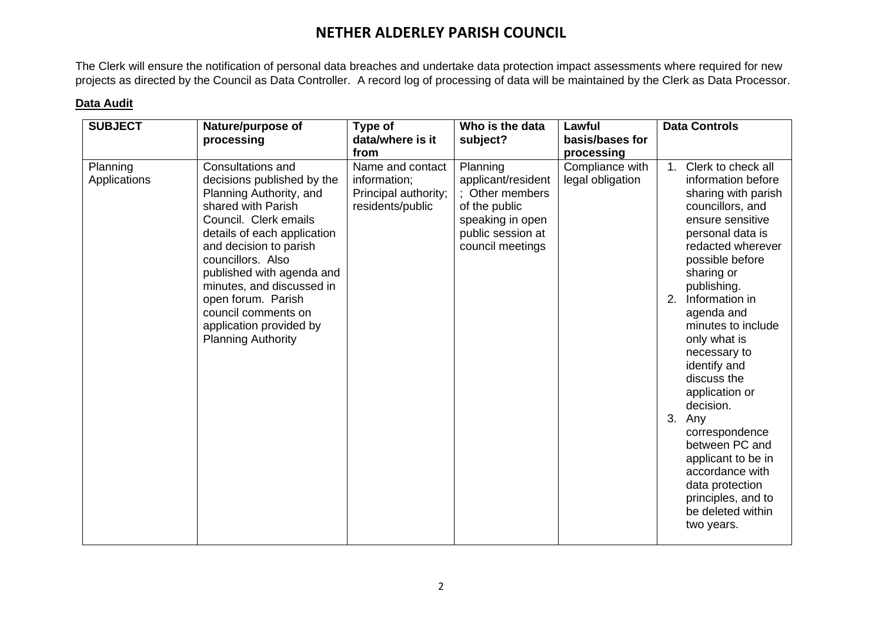# NETHER ALDERLEY PARISH COUNCIL

The Clerk will ensure the notification of personal data breaches and undertake data protection impact assessments where required for new projects as directed by the Council as Data Controller. A record log of processing of data will be maintained by the Clerk as Data Processor.

**Data Audit**

| SUBJECT | Nature/purpose of processing | Type of data/where is it from | Who is the data subject? | Lawful basis/bases for processing | Data Controls |
|---|---|---|---|---|---|
| Planning Applications | Consultations and decisions published by the Planning Authority, and shared with Parish Council. Clerk emails details of each application and decision to parish councillors. Also published with agenda and minutes, and discussed in open forum. Parish council comments on application provided by Planning Authority | Name and contact information; Principal authority; residents/public | Planning applicant/resident; Other members of the public speaking in open public session at council meetings | Compliance with legal obligation | 1. Clerk to check all information before sharing with parish councillors, and ensure sensitive personal data is redacted wherever possible before sharing or publishing. 2. Information in agenda and minutes to include only what is necessary to identify and discuss the application or decision. 3. Any correspondence between PC and applicant to be in accordance with data protection principles, and to be deleted within two years. |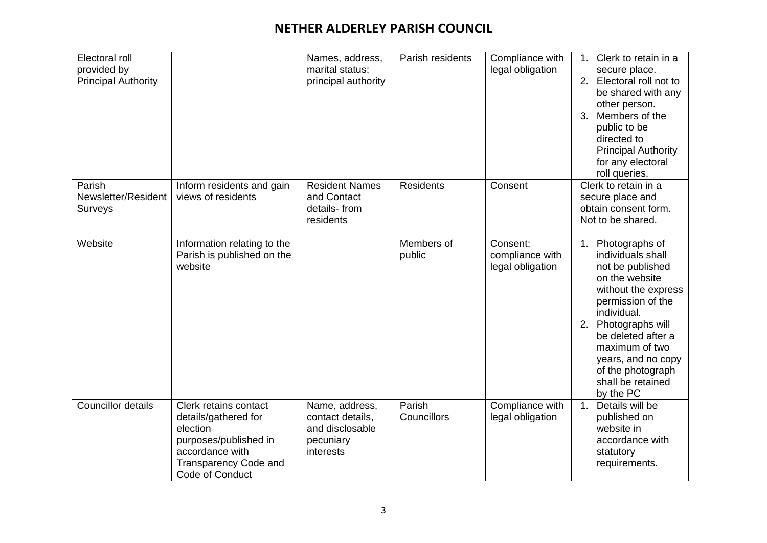# NETHER ALDERLEY PARISH COUNCIL

| | | | | | |
|---|---|---|---|---|---|
| Electoral roll provided by Principal Authority | | Names, address, marital status; principal authority | Parish residents | Compliance with legal obligation | 1. Clerk to retain in a secure place.<br>2. Electoral roll not to be shared with any other person.<br>3. Members of the public to be directed to Principal Authority for any electoral roll queries. |
| Parish Newsletter/Resident Surveys | Inform residents and gain views of residents | Resident Names and Contact details- from residents | Residents | Consent | Clerk to retain in a secure place and obtain consent form. Not to be shared. |
| Website | Information relating to the Parish is published on the website | | Members of public | Consent; compliance with legal obligation | 1. Photographs of individuals shall not be published on the website without the express permission of the individual.<br>2. Photographs will be deleted after a maximum of two years, and no copy of the photograph shall be retained by the PC |
| Councillor details | Clerk retains contact details/gathered for election purposes/published in accordance with Transparency Code and Code of Conduct | Name, address, contact details, and disclosable pecuniary interests | Parish Councillors | Compliance with legal obligation | 1. Details will be published on website in accordance with statutory requirements. |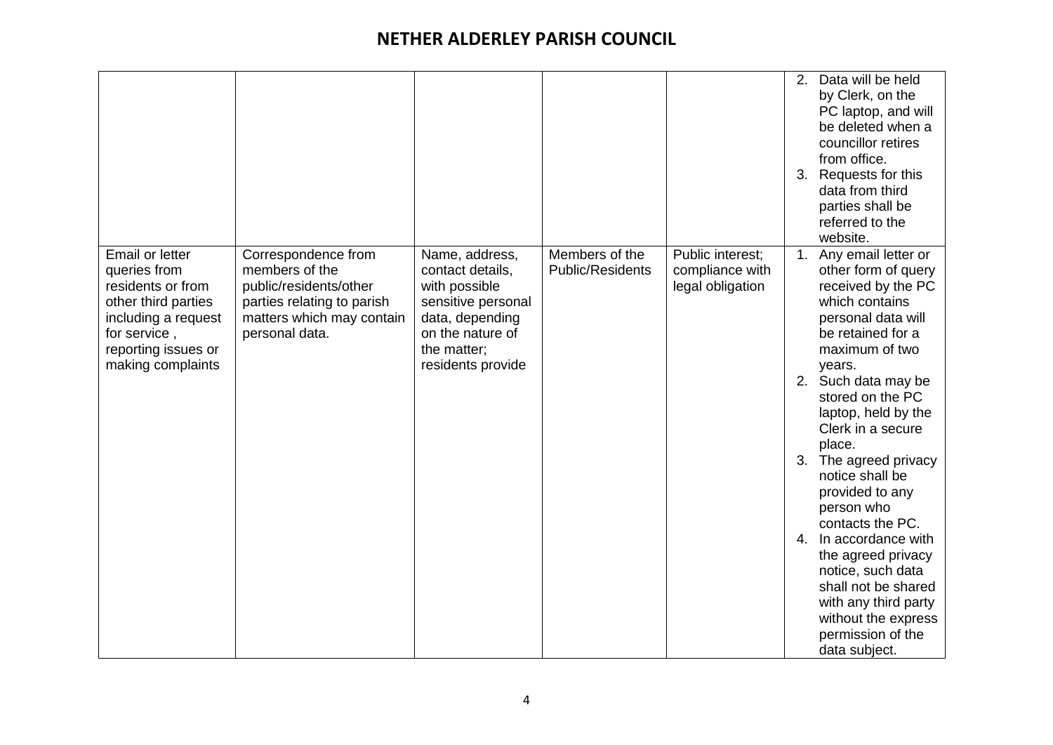| | | | | | 2. Data will be held by Clerk, on the PC laptop, and will be deleted when a councillor retires from office.<br>3. Requests for this data from third parties shall be referred to the website. |
|---|---|---|---|---|---|
| Email or letter queries from residents or from other third parties including a request for service , reporting issues or making complaints | Correspondence from members of the public/residents/other parties relating to parish matters which may contain personal data. | Name, address, contact details, with possible sensitive personal data, depending on the nature of the matter; residents provide | Members of the Public/Residents | Public interest; compliance with legal obligation | 1. Any email letter or other form of query received by the PC which contains personal data will be retained for a maximum of two years.<br>2. Such data may be stored on the PC laptop, held by the Clerk in a secure place.<br>3. The agreed privacy notice shall be provided to any person who contacts the PC.<br>4. In accordance with the agreed privacy notice, such data shall not be shared with any third party without the express permission of the data subject. |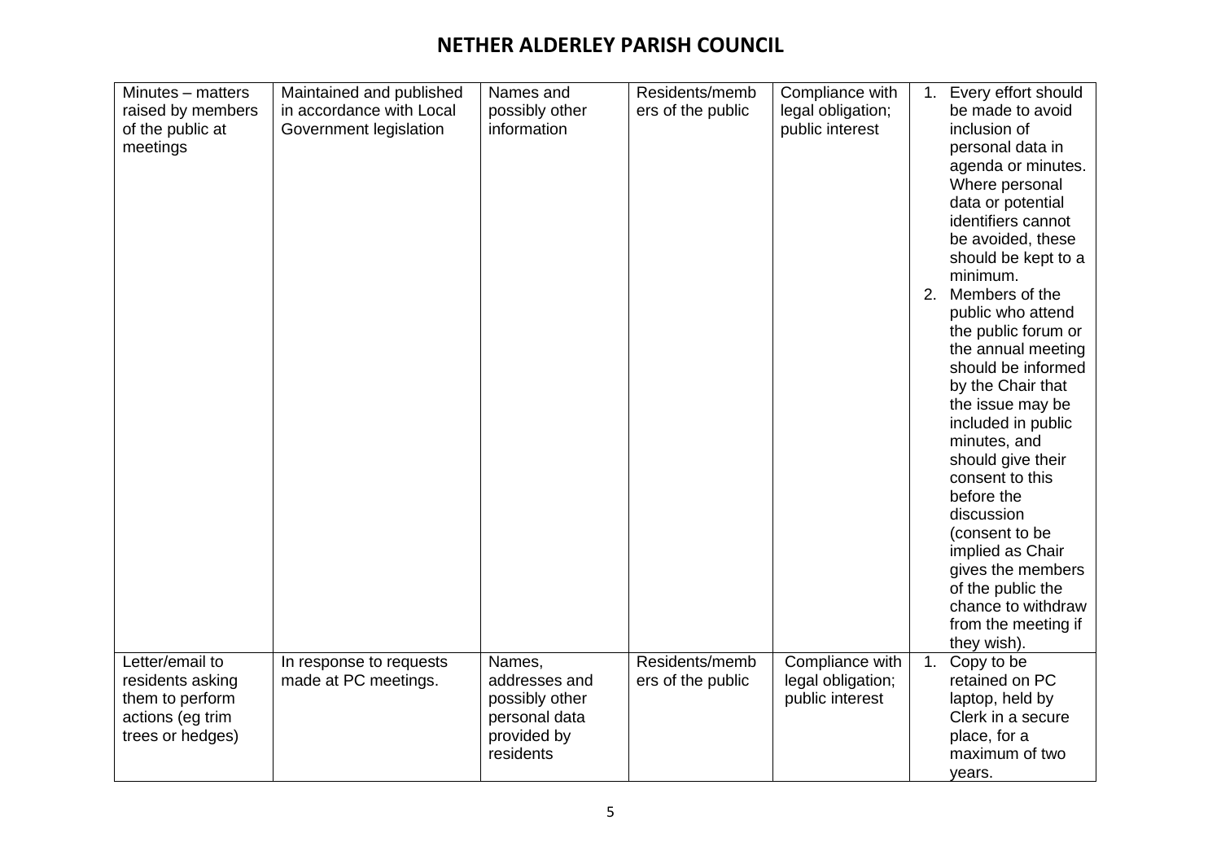## NETHER ALDERLEY PARISH COUNCIL

| | | | | | |
|---|---|---|---|---|---|
| Minutes – matters raised by members of the public at meetings | Maintained and published in accordance with Local Government legislation | Names and possibly other information | Residents/members of the public | Compliance with legal obligation; public interest | 1. Every effort should be made to avoid inclusion of personal data in agenda or minutes. Where personal data or potential identifiers cannot be avoided, these should be kept to a minimum.<br>2. Members of the public who attend the public forum or the annual meeting should be informed by the Chair that the issue may be included in public minutes, and should give their consent to this before the discussion (consent to be implied as Chair gives the members of the public the chance to withdraw from the meeting if they wish). |
| Letter/email to residents asking them to perform actions (eg trim trees or hedges) | In response to requests made at PC meetings. | Names, addresses and possibly other personal data provided by residents | Residents/members of the public | Compliance with legal obligation; public interest | 1. Copy to be retained on PC laptop, held by Clerk in a secure place, for a maximum of two years. |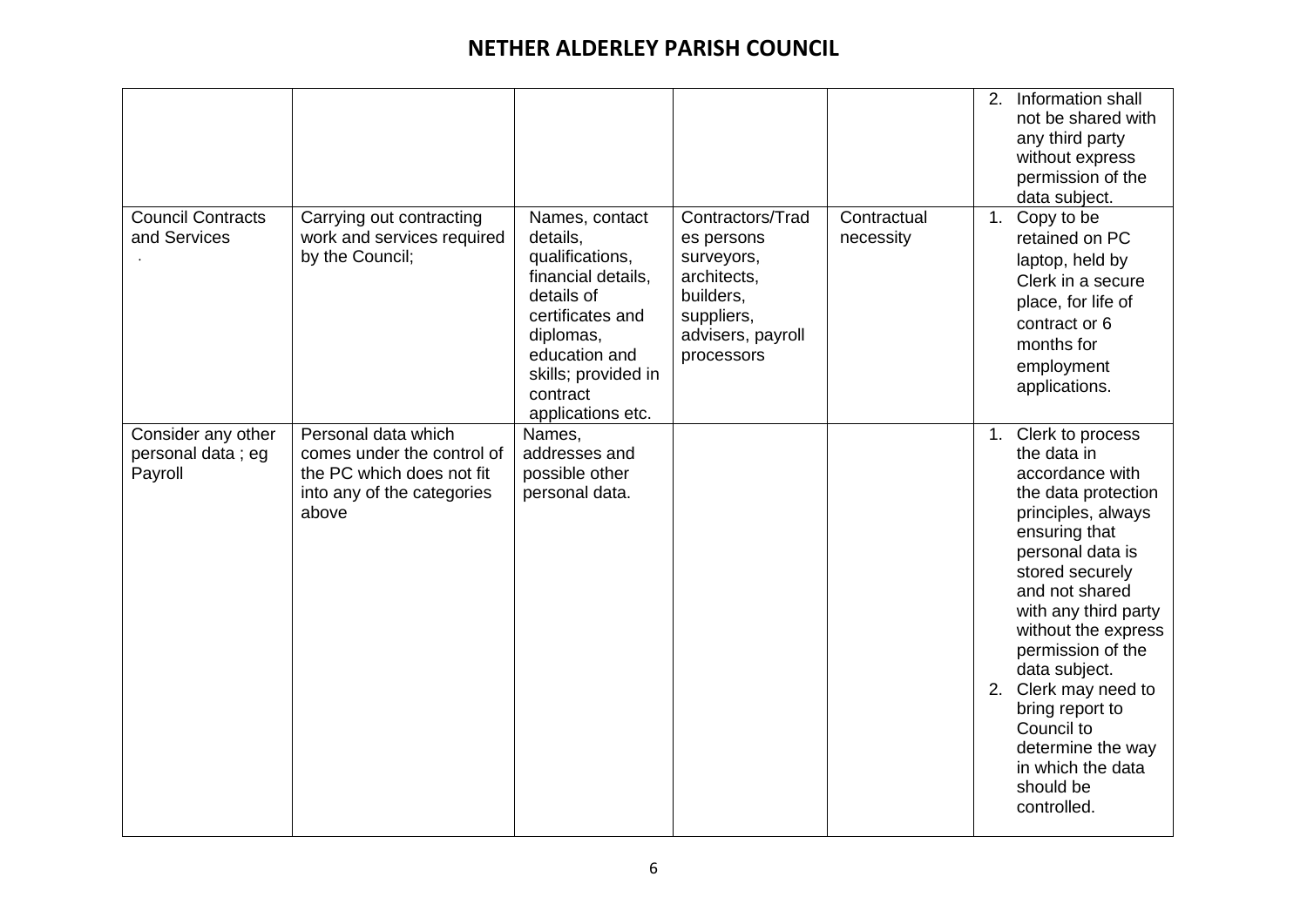| | | | | | |
|---|---|---|---|---|---|
| | | | | | 2. Information shall not be shared with any third party without express permission of the data subject. |
| Council Contracts and Services . | Carrying out contracting work and services required by the Council; | Names, contact details, qualifications, financial details, details of certificates and diplomas, education and skills; provided in contract applications etc. | Contractors/Trades persons surveyors, architects, builders, suppliers, advisers, payroll processors | Contractual necessity | 1. Copy to be retained on PC laptop, held by Clerk in a secure place, for life of contract or 6 months for employment applications. |
| Consider any other personal data ; eg Payroll | Personal data which comes under the control of the PC which does not fit into any of the categories above | Names, addresses and possible other personal data. | | | 1. Clerk to process the data in accordance with the data protection principles, always ensuring that personal data is stored securely and not shared with any third party without the express permission of the data subject.<br>2. Clerk may need to bring report to Council to determine the way in which the data should be controlled. |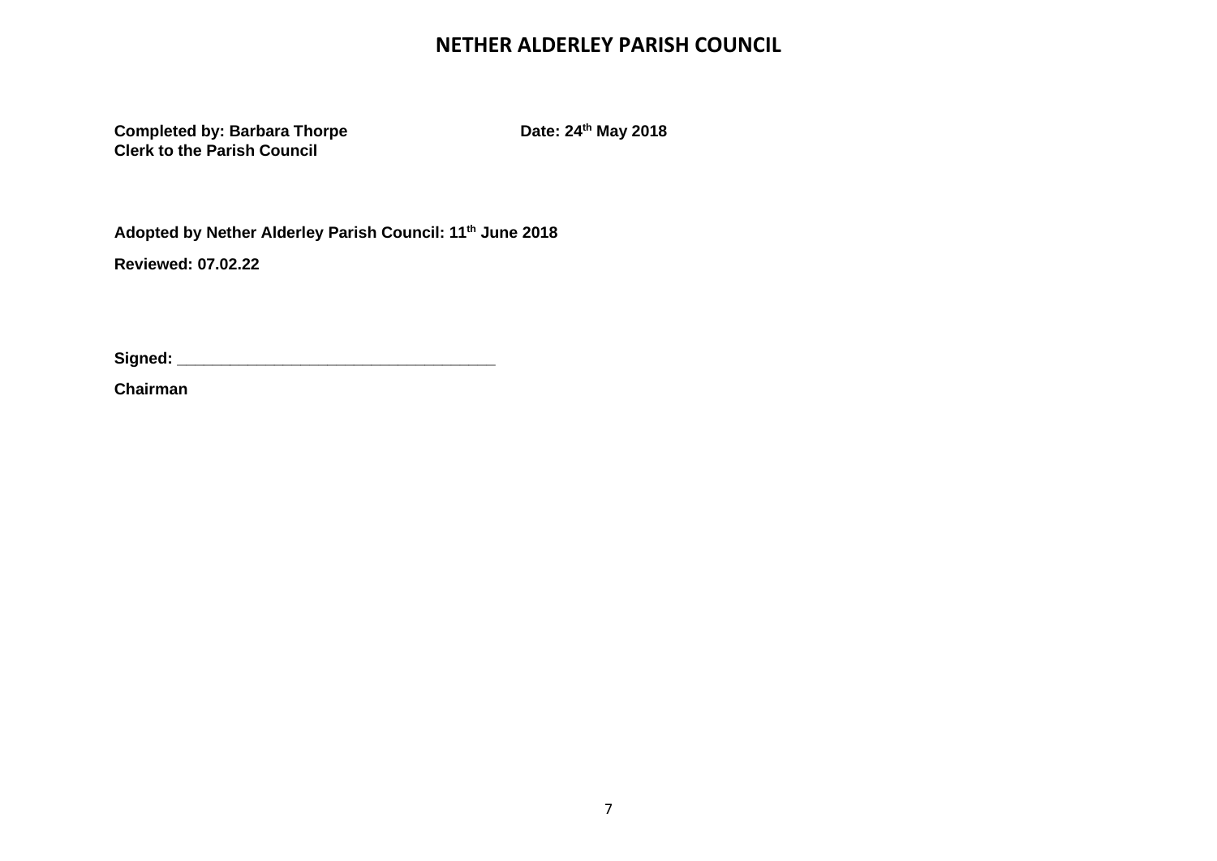**Completed by: Barbara Thorpe** **Date: 24th May 2018**
**Clerk to the Parish Council**

**Adopted by Nether Alderley Parish Council: 11th June 2018**

**Reviewed: 07.02.22**

**Signed: ____________________________________**

**Chairman**